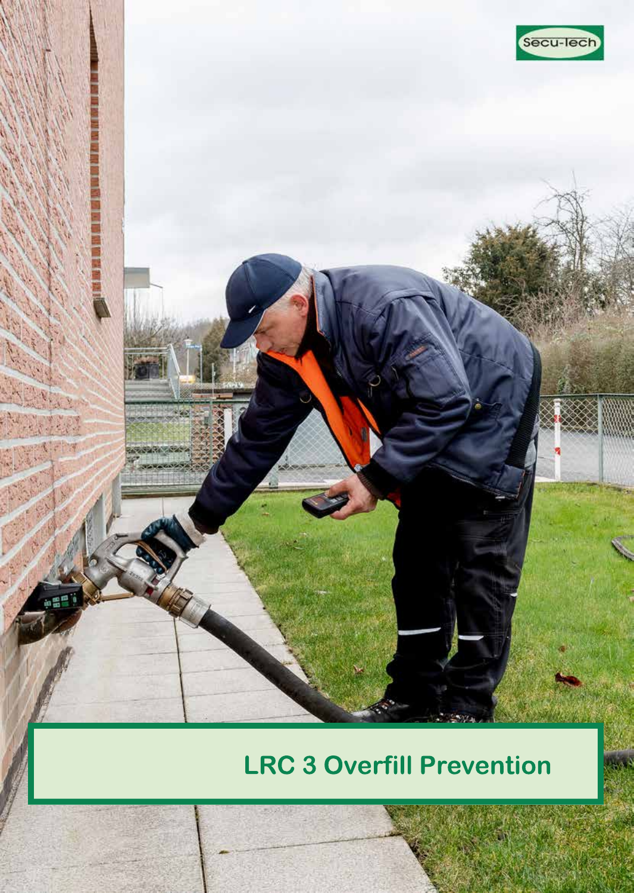Secu-Tech

# LRC 3 Overfill Prevention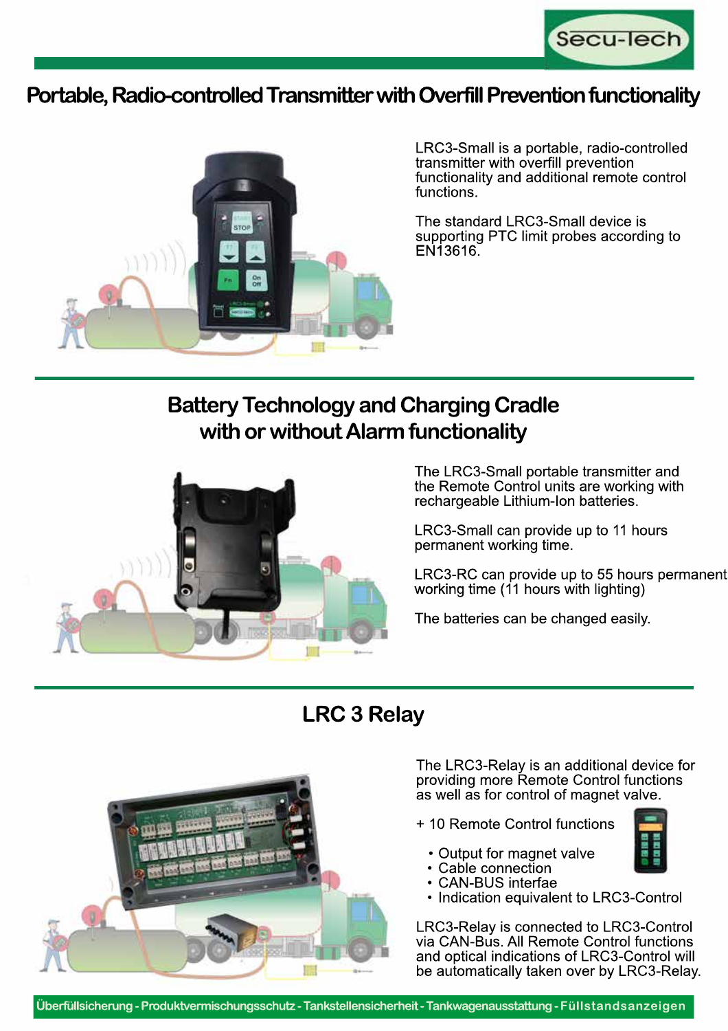# Portable, Radio-controlled Transmitter with Overfill Prevention functionality

LRC3-Small is a portable, radio-controlled transmitter with overfill prevention functionality and additional remote control functions.

The standard LRC3-Small device is supporting PTC limit probes according to EN13616.

## Battery Technology and Charging Cradle with or without Alarm functionality

The LRC3-Small portable transmitter and the Remote Control units are working with rechargeable Lithium-Ion batteries.

LRC3-Small can provide up to 11 hours permanent working time.

LRC3-RC can provide up to 55 hours permanent working time (11 hours with lighting)

The batteries can be changed easily.

## LRC 3 Relay

The LRC3-Relay is an additional device for providing more Remote Control functions as well as for control of magnet valve.

+ 10 Remote Control functions

- Output for magnet valve
- Cable connection
- CAN-BUS interfae
- Indication equivalent to LRC3-Control

LRC3-Relay is connected to LRC3-Control via CAN-Bus. All Remote Control functions and optical indications of LRC3-Control will be automatically taken over by LRC3-Relay.

Überfüllsicherung - Produktvermischungsschutz - Tankstellensicherheit - Tankwagenausstattung - Füllstandsanzeigen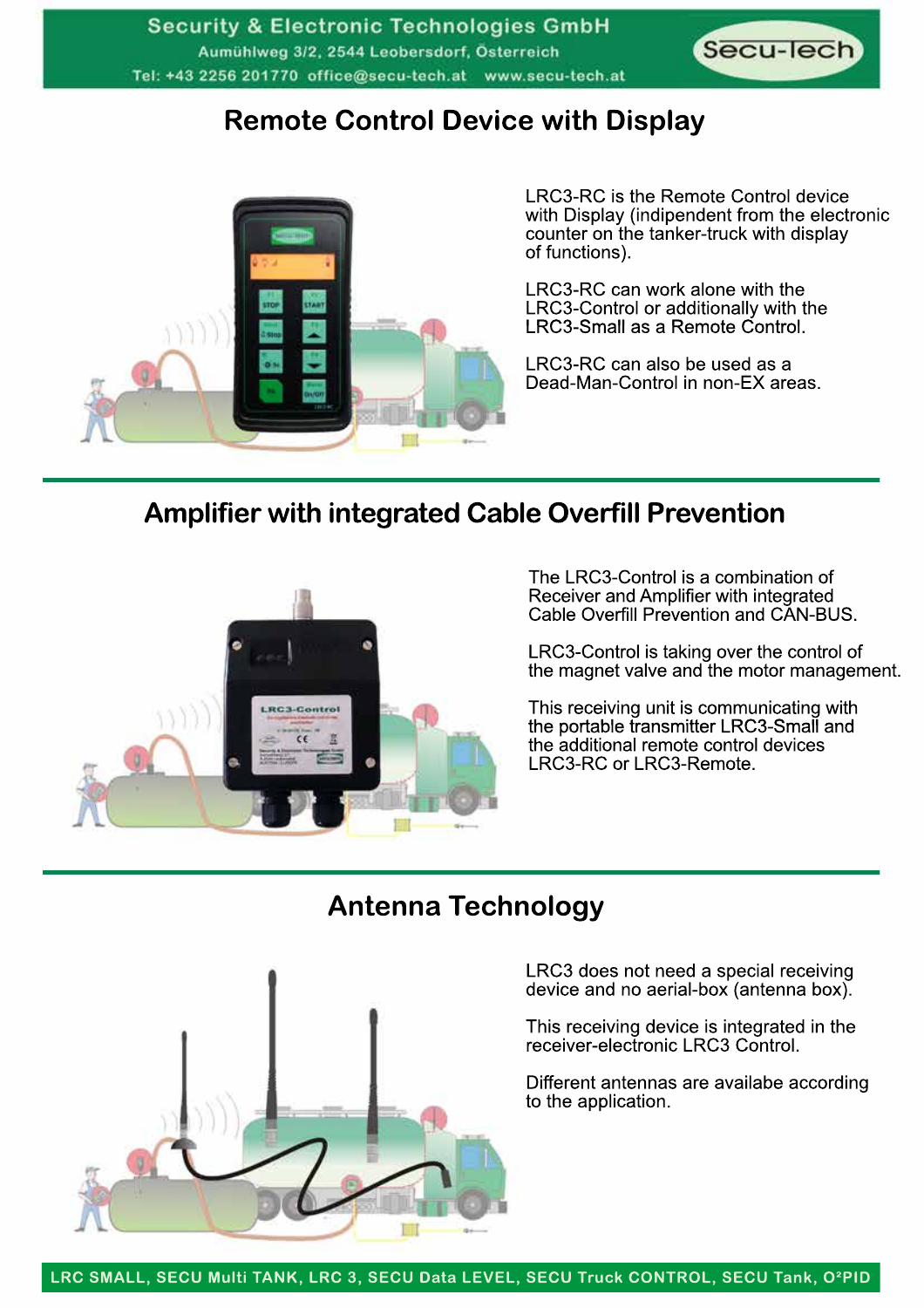Security & Electronic Technologies GmbH
Aumühlweg 3/2, 2544 Leobersdorf, Österreich
Tel: +43 2256 201770 office@secu-tech.at www.secu-tech.at

## Remote Control Device with Display

LRC3-RC is the Remote Control device with Display (indipendent from the electronic counter on the tanker-truck with display of functions).

LRC3-RC can work alone with the LRC3-Control or additionally with the LRC3-Small as a Remote Control.

LRC3-RC can also be used as a Dead-Man-Control in non-EX areas.

## Amplifier with integrated Cable Overfill Prevention

The LRC3-Control is a combination of Receiver and Amplifier with integrated Cable Overfill Prevention and CAN-BUS.

LRC3-Control is taking over the control of the magnet valve and the motor management.

This receiving unit is communicating with the portable transmitter LRC3-Small and the additional remote control devices LRC3-RC or LRC3-Remote.

## Antenna Technology

LRC3 does not need a special receiving device and no aerial-box (antenna box).

This receiving device is integrated in the receiver-electronic LRC3 Control.

Different antennas are availabe according to the application.

LRC SMALL, SECU Multi TANK, LRC 3, SECU Data LEVEL, SECU Truck CONTROL, SECU Tank, O²PID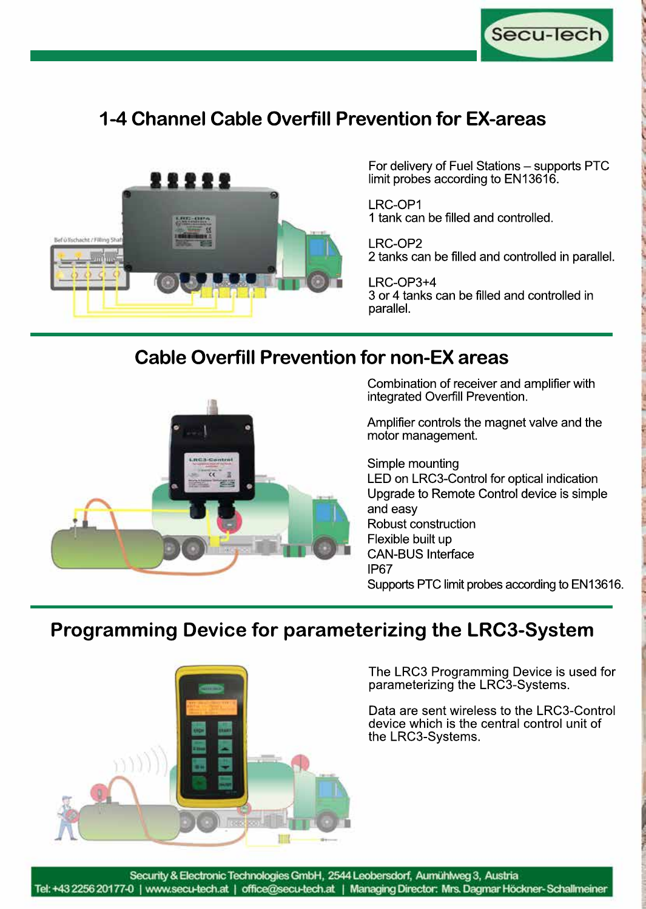## 1-4 Channel Cable Overfill Prevention for EX-areas

For delivery of Fuel Stations – supports PTC limit probes according to EN13616.

LRC-OP1
1 tank can be filled and controlled.

LRC-OP2
2 tanks can be filled and controlled in parallel.

LRC-OP3+4
3 or 4 tanks can be filled and controlled in parallel.

## Cable Overfill Prevention for non-EX areas

Combination of receiver and amplifier with integrated Overfill Prevention.

Amplifier controls the magnet valve and the motor management.

Simple mounting
LED on LRC3-Control for optical indication
Upgrade to Remote Control device is simple and easy
Robust construction
Flexible built up
CAN-BUS Interface
IP67
Supports PTC limit probes according to EN13616.

## Programming Device for parameterizing the LRC3-System

The LRC3 Programming Device is used for parameterizing the LRC3-Systems.

Data are sent wireless to the LRC3-Control device which is the central control unit of the LRC3-Systems.

Security & Electronic Technologies GmbH, 2544 Leobersdorf, Aumühlweg 3, Austria
Tel: +43 2256 20177-0 | www.secu-tech.at | office@secu-tech.at | Managing Director: Mrs. Dagmar Höckner-Schallmeiner